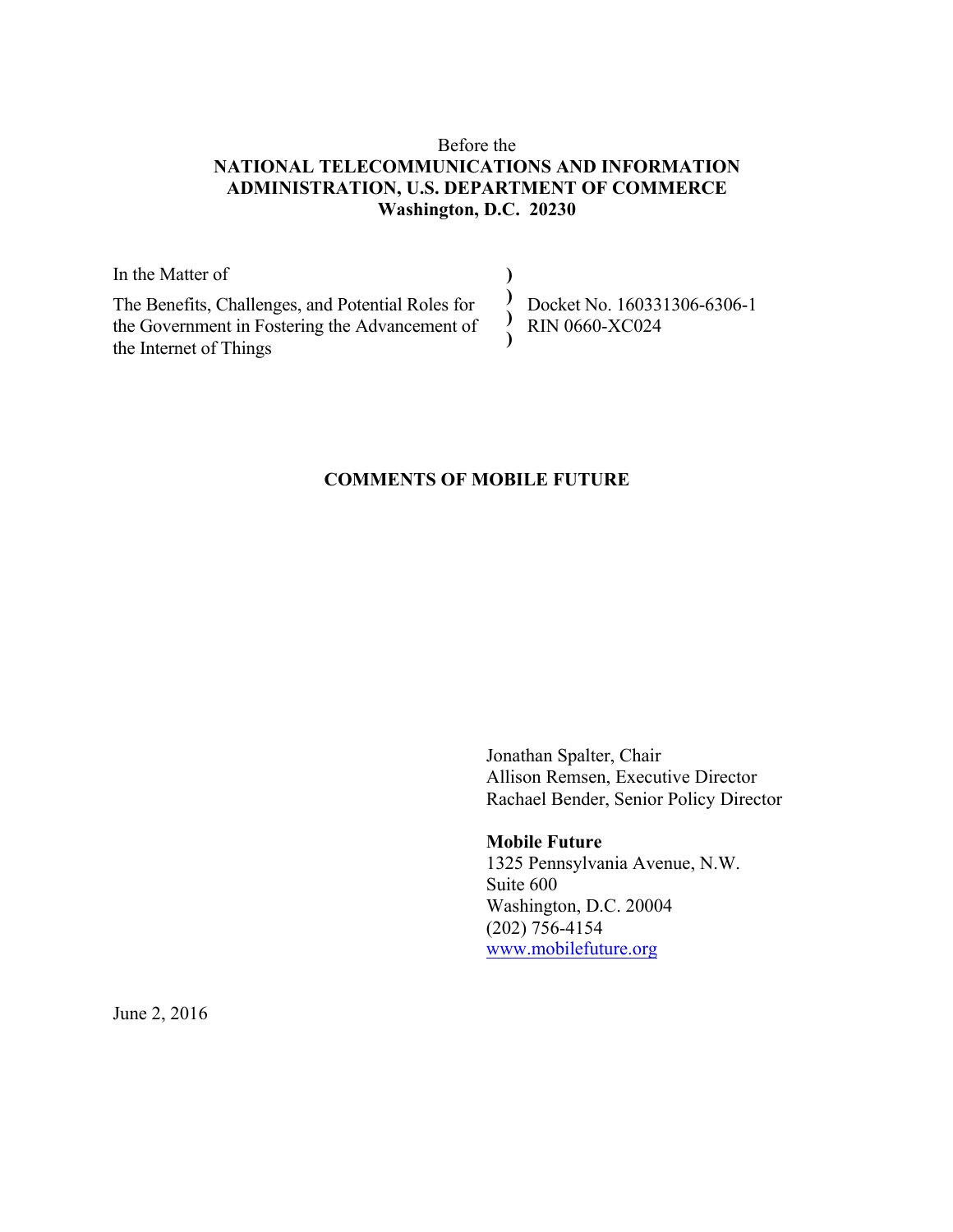Before the

**NATIONAL TELECOMMUNICATIONS AND INFORMATION ADMINISTRATION, U.S. DEPARTMENT OF COMMERCE**
**Washington, D.C. 20230**

| | | |
|---|---|---|
| In the Matter of | ) | |
| The Benefits, Challenges, and Potential Roles for the Government in Fostering the Advancement of the Internet of Things | )<br>)<br>) | Docket No. 160331306-6306-1<br>RIN 0660-XC024 |

**COMMENTS OF MOBILE FUTURE**

Jonathan Spalter, Chair
Allison Remsen, Executive Director
Rachael Bender, Senior Policy Director

**Mobile Future**
1325 Pennsylvania Avenue, N.W.
Suite 600
Washington, D.C. 20004
(202) 756-4154
www.mobilefuture.org

June 2, 2016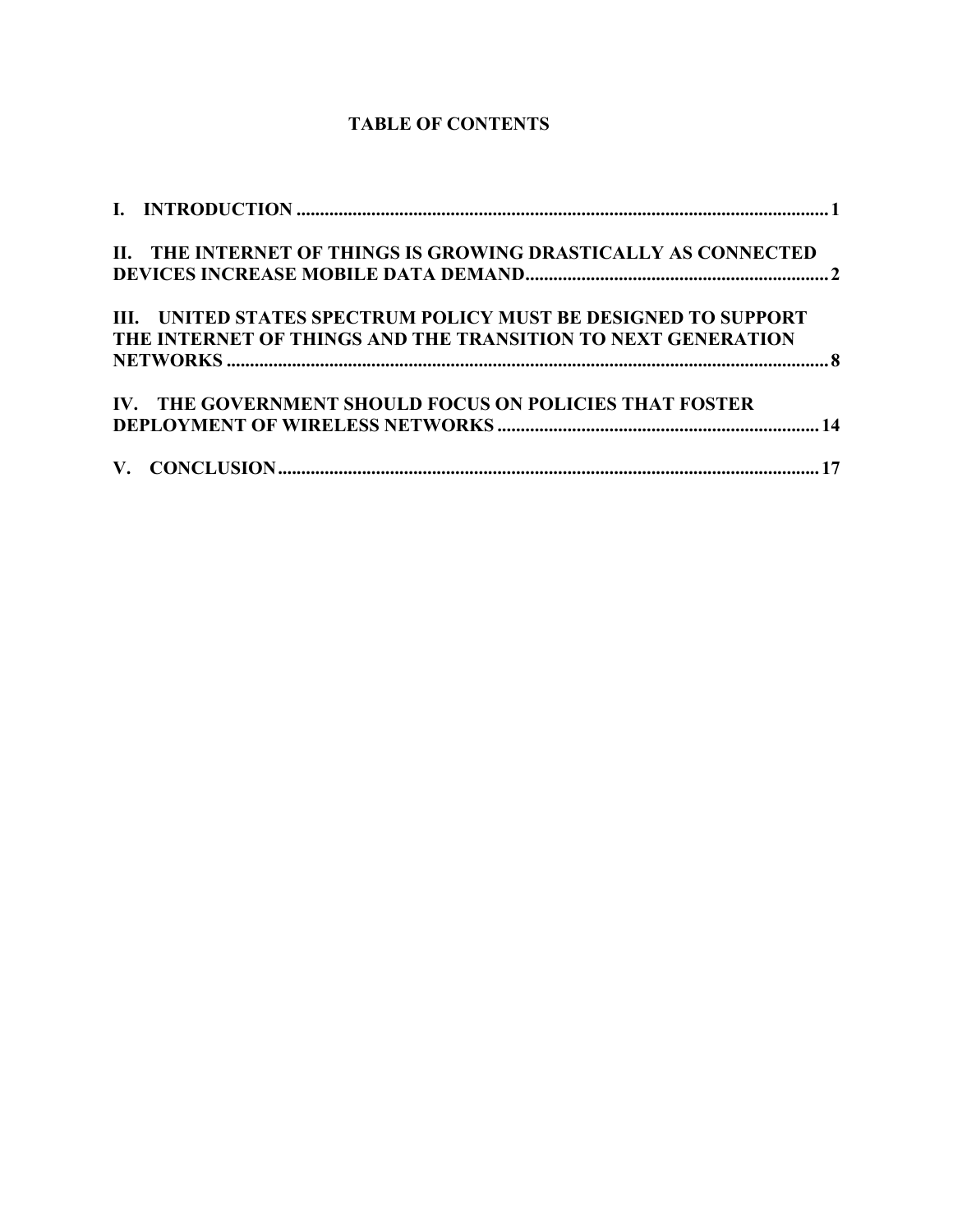# TABLE OF CONTENTS

**I. INTRODUCTION** .......... **1**

**II. THE INTERNET OF THINGS IS GROWING DRASTICALLY AS CONNECTED DEVICES INCREASE MOBILE DATA DEMAND** .......... **2**

**III. UNITED STATES SPECTRUM POLICY MUST BE DESIGNED TO SUPPORT THE INTERNET OF THINGS AND THE TRANSITION TO NEXT GENERATION NETWORKS** .......... **8**

**IV. THE GOVERNMENT SHOULD FOCUS ON POLICIES THAT FOSTER DEPLOYMENT OF WIRELESS NETWORKS** .......... **14**

**V. CONCLUSION** .......... **17**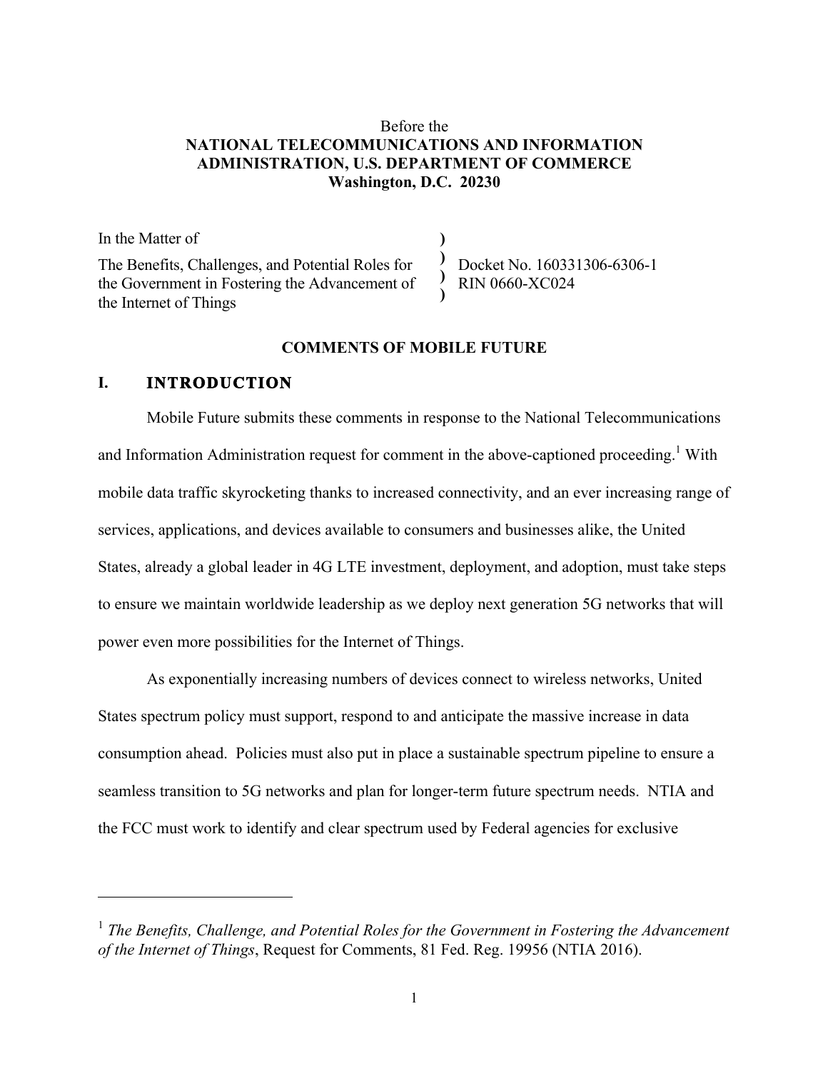Before the
**NATIONAL TELECOMMUNICATIONS AND INFORMATION ADMINISTRATION, U.S. DEPARTMENT OF COMMERCE**
**Washington, D.C. 20230**

| | | |
|---|---|---|
| In the Matter of<br><br>The Benefits, Challenges, and Potential Roles for the Government in Fostering the Advancement of the Internet of Things | )<br>)<br>)<br>) | Docket No. 160331306-6306-1<br>RIN 0660-XC024 |

**COMMENTS OF MOBILE FUTURE**

## I. INTRODUCTION

Mobile Future submits these comments in response to the National Telecommunications and Information Administration request for comment in the above-captioned proceeding.[1] With mobile data traffic skyrocketing thanks to increased connectivity, and an ever increasing range of services, applications, and devices available to consumers and businesses alike, the United States, already a global leader in 4G LTE investment, deployment, and adoption, must take steps to ensure we maintain worldwide leadership as we deploy next generation 5G networks that will power even more possibilities for the Internet of Things.

As exponentially increasing numbers of devices connect to wireless networks, United States spectrum policy must support, respond to and anticipate the massive increase in data consumption ahead. Policies must also put in place a sustainable spectrum pipeline to ensure a seamless transition to 5G networks and plan for longer-term future spectrum needs. NTIA and the FCC must work to identify and clear spectrum used by Federal agencies for exclusive

---

[1] *The Benefits, Challenge, and Potential Roles for the Government in Fostering the Advancement of the Internet of Things*, Request for Comments, 81 Fed. Reg. 19956 (NTIA 2016).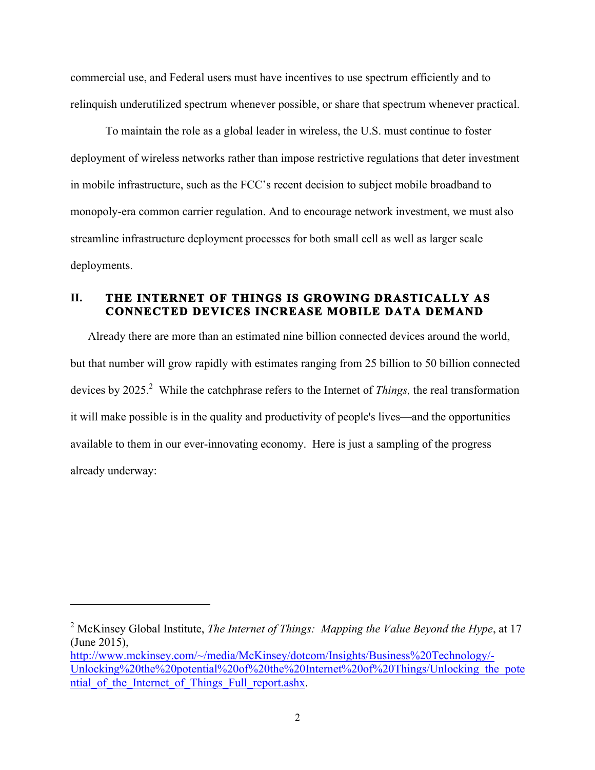commercial use, and Federal users must have incentives to use spectrum efficiently and to relinquish underutilized spectrum whenever possible, or share that spectrum whenever practical.

To maintain the role as a global leader in wireless, the U.S. must continue to foster deployment of wireless networks rather than impose restrictive regulations that deter investment in mobile infrastructure, such as the FCC's recent decision to subject mobile broadband to monopoly-era common carrier regulation. And to encourage network investment, we must also streamline infrastructure deployment processes for both small cell as well as larger scale deployments.

## II. THE INTERNET OF THINGS IS GROWING DRASTICALLY AS CONNECTED DEVICES INCREASE MOBILE DATA DEMAND

Already there are more than an estimated nine billion connected devices around the world, but that number will grow rapidly with estimates ranging from 25 billion to 50 billion connected devices by 2025.[2] While the catchphrase refers to the Internet of *Things,* the real transformation it will make possible is in the quality and productivity of people's lives—and the opportunities available to them in our ever-innovating economy. Here is just a sampling of the progress already underway:

---

[2] McKinsey Global Institute, *The Internet of Things: Mapping the Value Beyond the Hype*, at 17 (June 2015), http://www.mckinsey.com/~/media/McKinsey/dotcom/Insights/Business%20Technology/-Unlocking%20the%20potential%20of%20the%20Internet%20of%20Things/Unlocking_the_potential_of_the_Internet_of_Things_Full_report.ashx.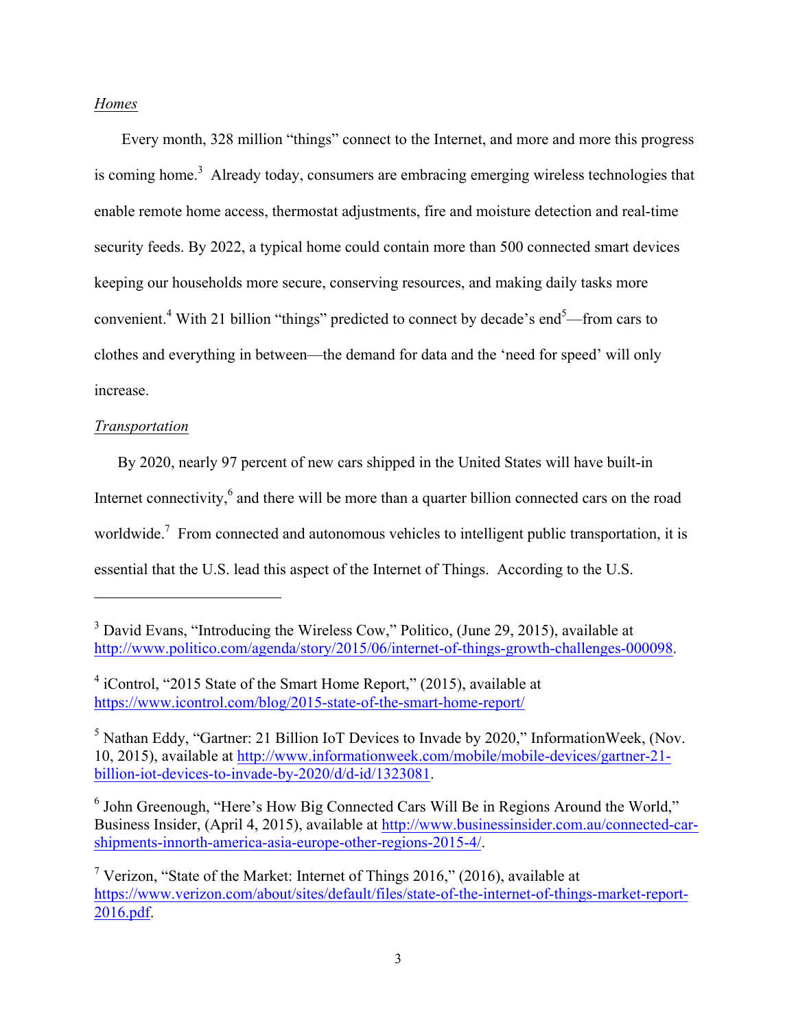*Homes*

Every month, 328 million "things" connect to the Internet, and more and more this progress is coming home.[3] Already today, consumers are embracing emerging wireless technologies that enable remote home access, thermostat adjustments, fire and moisture detection and real-time security feeds. By 2022, a typical home could contain more than 500 connected smart devices keeping our households more secure, conserving resources, and making daily tasks more convenient.[4] With 21 billion "things" predicted to connect by decade's end[5]—from cars to clothes and everything in between—the demand for data and the 'need for speed' will only increase.

*Transportation*

By 2020, nearly 97 percent of new cars shipped in the United States will have built-in Internet connectivity,[6] and there will be more than a quarter billion connected cars on the road worldwide.[7] From connected and autonomous vehicles to intelligent public transportation, it is essential that the U.S. lead this aspect of the Internet of Things. According to the U.S.

---

[3] David Evans, "Introducing the Wireless Cow," Politico, (June 29, 2015), available at http://www.politico.com/agenda/story/2015/06/internet-of-things-growth-challenges-000098.

[4] iControl, "2015 State of the Smart Home Report," (2015), available at https://www.icontrol.com/blog/2015-state-of-the-smart-home-report/

[5] Nathan Eddy, "Gartner: 21 Billion IoT Devices to Invade by 2020," InformationWeek, (Nov. 10, 2015), available at http://www.informationweek.com/mobile/mobile-devices/gartner-21-billion-iot-devices-to-invade-by-2020/d/d-id/1323081.

[6] John Greenough, "Here's How Big Connected Cars Will Be in Regions Around the World," Business Insider, (April 4, 2015), available at http://www.businessinsider.com.au/connected-car-shipments-innorth-america-asia-europe-other-regions-2015-4/.

[7] Verizon, "State of the Market: Internet of Things 2016," (2016), available at https://www.verizon.com/about/sites/default/files/state-of-the-internet-of-things-market-report-2016.pdf.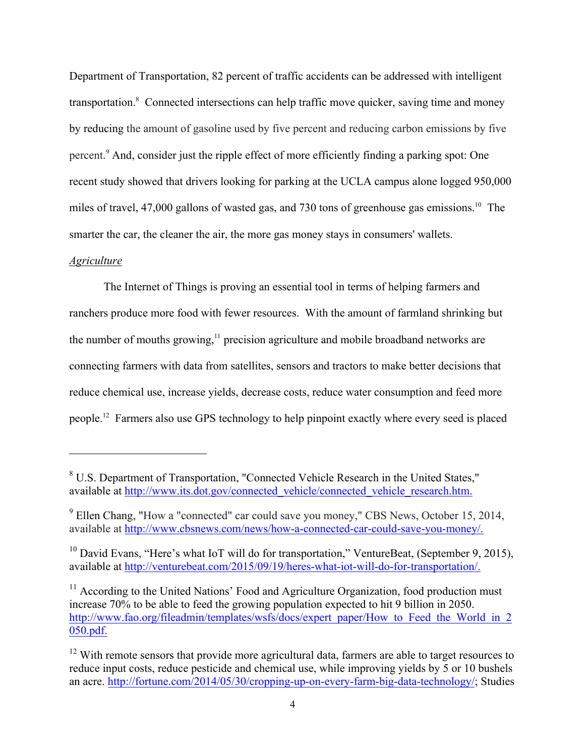Department of Transportation, 82 percent of traffic accidents can be addressed with intelligent transportation.[8] Connected intersections can help traffic move quicker, saving time and money by reducing the amount of gasoline used by five percent and reducing carbon emissions by five percent.[9] And, consider just the ripple effect of more efficiently finding a parking spot: One recent study showed that drivers looking for parking at the UCLA campus alone logged 950,000 miles of travel, 47,000 gallons of wasted gas, and 730 tons of greenhouse gas emissions.[10] The smarter the car, the cleaner the air, the more gas money stays in consumers' wallets.

*Agriculture*

The Internet of Things is proving an essential tool in terms of helping farmers and ranchers produce more food with fewer resources. With the amount of farmland shrinking but the number of mouths growing,[11] precision agriculture and mobile broadband networks are connecting farmers with data from satellites, sensors and tractors to make better decisions that reduce chemical use, increase yields, decrease costs, reduce water consumption and feed more people.[12] Farmers also use GPS technology to help pinpoint exactly where every seed is placed

---

[8] U.S. Department of Transportation, "Connected Vehicle Research in the United States," available at http://www.its.dot.gov/connected_vehicle/connected_vehicle_research.htm.

[9] Ellen Chang, "How a "connected" car could save you money," CBS News, October 15, 2014, available at http://www.cbsnews.com/news/how-a-connected-car-could-save-you-money/.

[10] David Evans, "Here's what IoT will do for transportation," VentureBeat, (September 9, 2015), available at http://venturebeat.com/2015/09/19/heres-what-iot-will-do-for-transportation/.

[11] According to the United Nations' Food and Agriculture Organization, food production must increase 70% to be able to feed the growing population expected to hit 9 billion in 2050. http://www.fao.org/fileadmin/templates/wsfs/docs/expert_paper/How_to_Feed_the_World_in_2050.pdf.

[12] With remote sensors that provide more agricultural data, farmers are able to target resources to reduce input costs, reduce pesticide and chemical use, while improving yields by 5 or 10 bushels an acre. http://fortune.com/2014/05/30/cropping-up-on-every-farm-big-data-technology/; Studies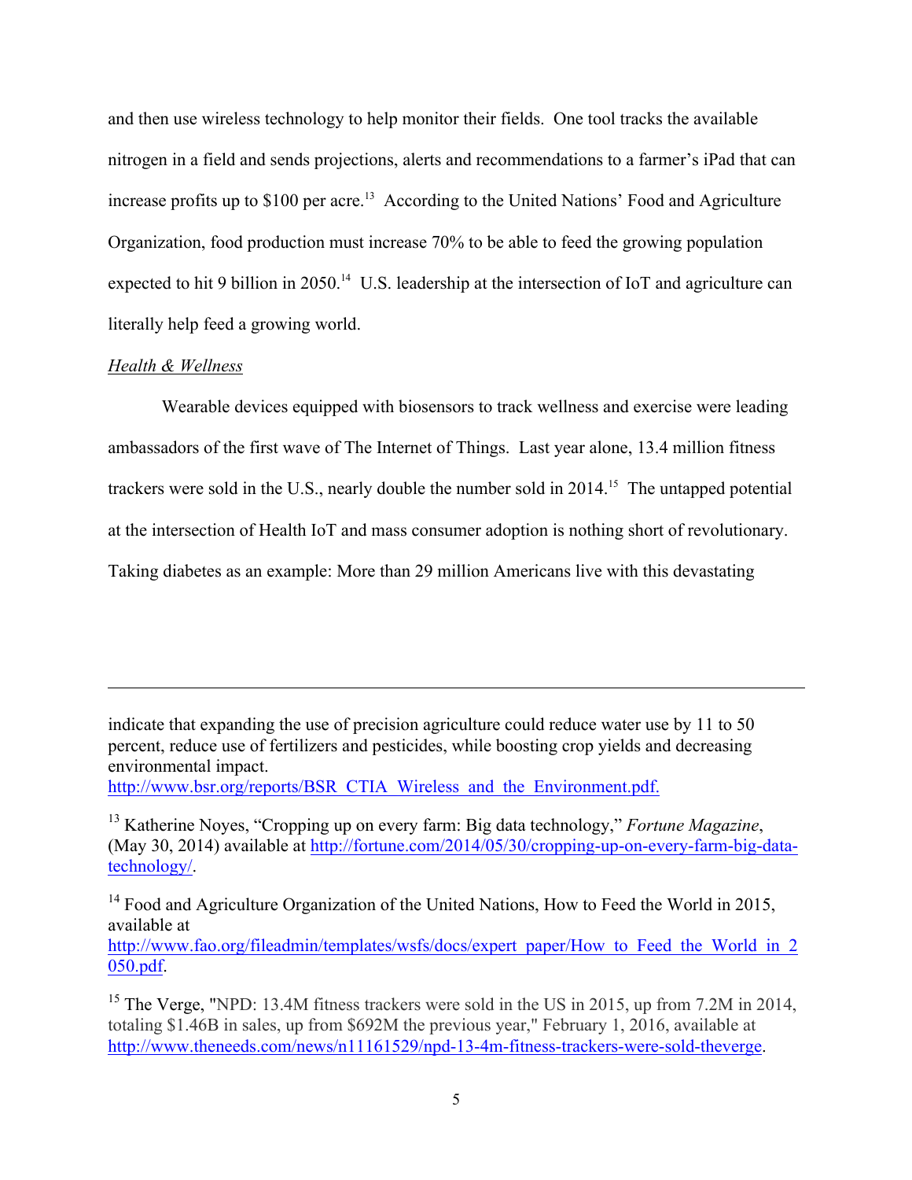and then use wireless technology to help monitor their fields. One tool tracks the available nitrogen in a field and sends projections, alerts and recommendations to a farmer's iPad that can increase profits up to $100 per acre.[13] According to the United Nations' Food and Agriculture Organization, food production must increase 70% to be able to feed the growing population expected to hit 9 billion in 2050.[14] U.S. leadership at the intersection of IoT and agriculture can literally help feed a growing world.

*Health & Wellness*

Wearable devices equipped with biosensors to track wellness and exercise were leading ambassadors of the first wave of The Internet of Things. Last year alone, 13.4 million fitness trackers were sold in the U.S., nearly double the number sold in 2014.[15] The untapped potential at the intersection of Health IoT and mass consumer adoption is nothing short of revolutionary. Taking diabetes as an example: More than 29 million Americans live with this devastating

---

indicate that expanding the use of precision agriculture could reduce water use by 11 to 50 percent, reduce use of fertilizers and pesticides, while boosting crop yields and decreasing environmental impact.
http://www.bsr.org/reports/BSR_CTIA_Wireless_and_the_Environment.pdf.

[13] Katherine Noyes, "Cropping up on every farm: Big data technology," *Fortune Magazine*, (May 30, 2014) available at http://fortune.com/2014/05/30/cropping-up-on-every-farm-big-data-technology/.

[14] Food and Agriculture Organization of the United Nations, How to Feed the World in 2015, available at
http://www.fao.org/fileadmin/templates/wsfs/docs/expert_paper/How_to_Feed_the_World_in_2050.pdf.

[15] The Verge, "NPD: 13.4M fitness trackers were sold in the US in 2015, up from 7.2M in 2014, totaling $1.46B in sales, up from $692M the previous year," February 1, 2016, available at http://www.theneeds.com/news/n11161529/npd-13-4m-fitness-trackers-were-sold-theverge.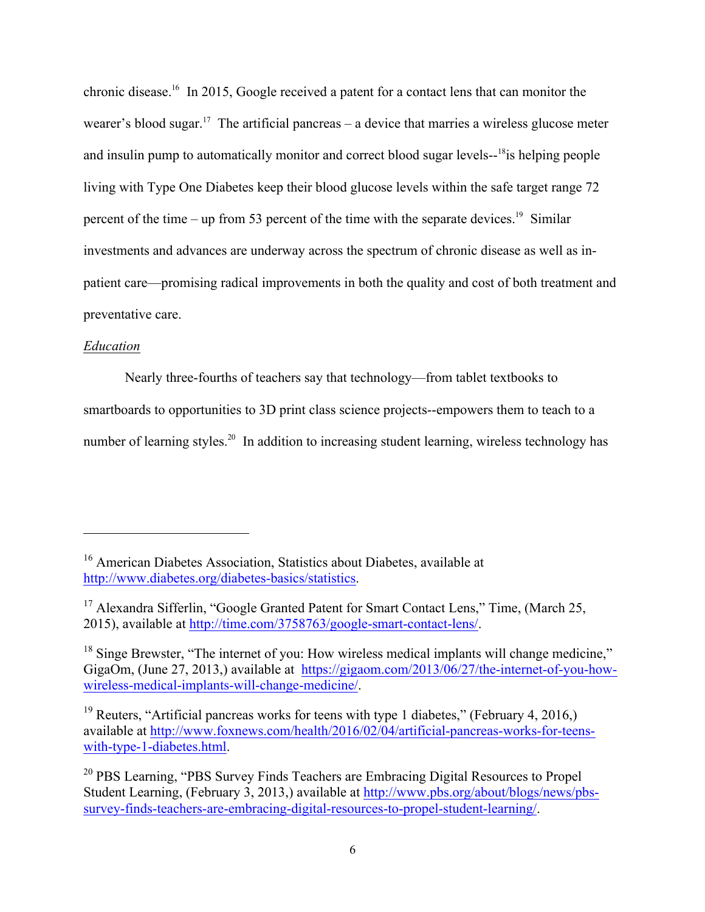chronic disease.[16] In 2015, Google received a patent for a contact lens that can monitor the wearer's blood sugar.[17] The artificial pancreas – a device that marries a wireless glucose meter and insulin pump to automatically monitor and correct blood sugar levels--[18]is helping people living with Type One Diabetes keep their blood glucose levels within the safe target range 72 percent of the time – up from 53 percent of the time with the separate devices.[19] Similar investments and advances are underway across the spectrum of chronic disease as well as in-patient care—promising radical improvements in both the quality and cost of both treatment and preventative care.

*Education*

Nearly three-fourths of teachers say that technology—from tablet textbooks to smartboards to opportunities to 3D print class science projects--empowers them to teach to a number of learning styles.[20] In addition to increasing student learning, wireless technology has

---

[16] American Diabetes Association, Statistics about Diabetes, available at http://www.diabetes.org/diabetes-basics/statistics.

[17] Alexandra Sifferlin, "Google Granted Patent for Smart Contact Lens," Time, (March 25, 2015), available at http://time.com/3758763/google-smart-contact-lens/.

[18] Singe Brewster, "The internet of you: How wireless medical implants will change medicine," GigaOm, (June 27, 2013,) available at https://gigaom.com/2013/06/27/the-internet-of-you-how-wireless-medical-implants-will-change-medicine/.

[19] Reuters, "Artificial pancreas works for teens with type 1 diabetes," (February 4, 2016,) available at http://www.foxnews.com/health/2016/02/04/artificial-pancreas-works-for-teens-with-type-1-diabetes.html.

[20] PBS Learning, "PBS Survey Finds Teachers are Embracing Digital Resources to Propel Student Learning, (February 3, 2013,) available at http://www.pbs.org/about/blogs/news/pbs-survey-finds-teachers-are-embracing-digital-resources-to-propel-student-learning/.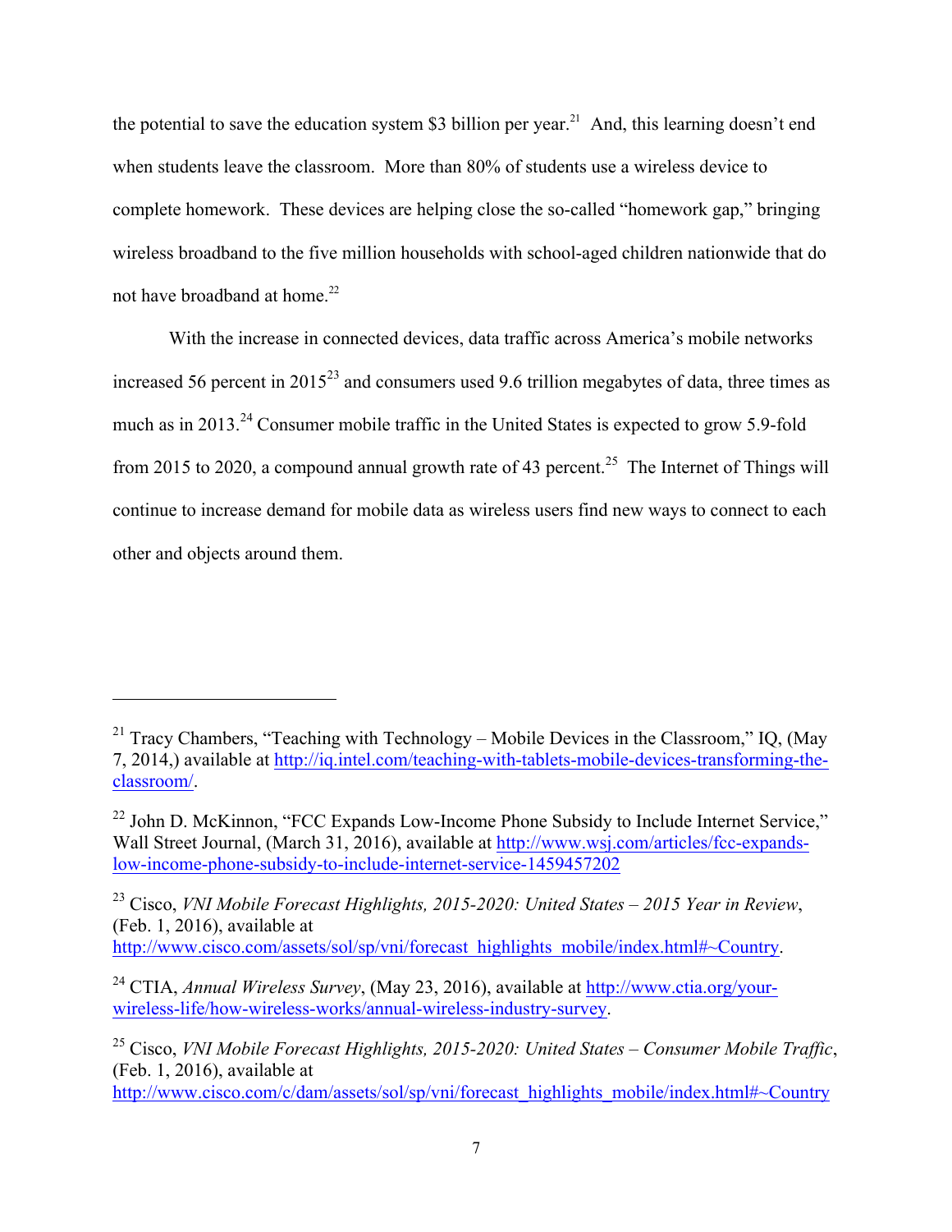the potential to save the education system $3 billion per year.[21] And, this learning doesn't end when students leave the classroom. More than 80% of students use a wireless device to complete homework. These devices are helping close the so-called "homework gap," bringing wireless broadband to the five million households with school-aged children nationwide that do not have broadband at home.[22]

With the increase in connected devices, data traffic across America's mobile networks increased 56 percent in 2015[23] and consumers used 9.6 trillion megabytes of data, three times as much as in 2013.[24] Consumer mobile traffic in the United States is expected to grow 5.9-fold from 2015 to 2020, a compound annual growth rate of 43 percent.[25] The Internet of Things will continue to increase demand for mobile data as wireless users find new ways to connect to each other and objects around them.

---

[21] Tracy Chambers, "Teaching with Technology – Mobile Devices in the Classroom," IQ, (May 7, 2014,) available at http://iq.intel.com/teaching-with-tablets-mobile-devices-transforming-the-classroom/.

[22] John D. McKinnon, "FCC Expands Low-Income Phone Subsidy to Include Internet Service," Wall Street Journal, (March 31, 2016), available at http://www.wsj.com/articles/fcc-expands-low-income-phone-subsidy-to-include-internet-service-1459457202

[23] Cisco, *VNI Mobile Forecast Highlights, 2015-2020: United States – 2015 Year in Review*, (Feb. 1, 2016), available at http://www.cisco.com/assets/sol/sp/vni/forecast_highlights_mobile/index.html#~Country.

[24] CTIA, *Annual Wireless Survey*, (May 23, 2016), available at http://www.ctia.org/your-wireless-life/how-wireless-works/annual-wireless-industry-survey.

[25] Cisco, *VNI Mobile Forecast Highlights, 2015-2020: United States – Consumer Mobile Traffic*, (Feb. 1, 2016), available at http://www.cisco.com/c/dam/assets/sol/sp/vni/forecast_highlights_mobile/index.html#~Country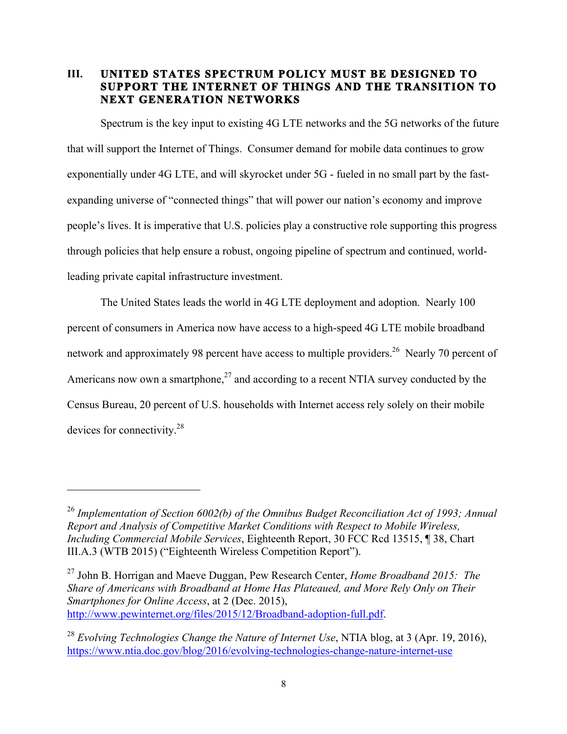## III. UNITED STATES SPECTRUM POLICY MUST BE DESIGNED TO SUPPORT THE INTERNET OF THINGS AND THE TRANSITION TO NEXT GENERATION NETWORKS

Spectrum is the key input to existing 4G LTE networks and the 5G networks of the future that will support the Internet of Things. Consumer demand for mobile data continues to grow exponentially under 4G LTE, and will skyrocket under 5G - fueled in no small part by the fast-expanding universe of "connected things" that will power our nation's economy and improve people's lives. It is imperative that U.S. policies play a constructive role supporting this progress through policies that help ensure a robust, ongoing pipeline of spectrum and continued, world-leading private capital infrastructure investment.

The United States leads the world in 4G LTE deployment and adoption. Nearly 100 percent of consumers in America now have access to a high-speed 4G LTE mobile broadband network and approximately 98 percent have access to multiple providers.[26] Nearly 70 percent of Americans now own a smartphone,[27] and according to a recent NTIA survey conducted by the Census Bureau, 20 percent of U.S. households with Internet access rely solely on their mobile devices for connectivity.[28]

---

[26] *Implementation of Section 6002(b) of the Omnibus Budget Reconciliation Act of 1993; Annual Report and Analysis of Competitive Market Conditions with Respect to Mobile Wireless, Including Commercial Mobile Services*, Eighteenth Report, 30 FCC Rcd 13515, ¶ 38, Chart III.A.3 (WTB 2015) ("Eighteenth Wireless Competition Report").

[27] John B. Horrigan and Maeve Duggan, Pew Research Center, *Home Broadband 2015: The Share of Americans with Broadband at Home Has Plateaued, and More Rely Only on Their Smartphones for Online Access*, at 2 (Dec. 2015), http://www.pewinternet.org/files/2015/12/Broadband-adoption-full.pdf.

[28] *Evolving Technologies Change the Nature of Internet Use*, NTIA blog, at 3 (Apr. 19, 2016), https://www.ntia.doc.gov/blog/2016/evolving-technologies-change-nature-internet-use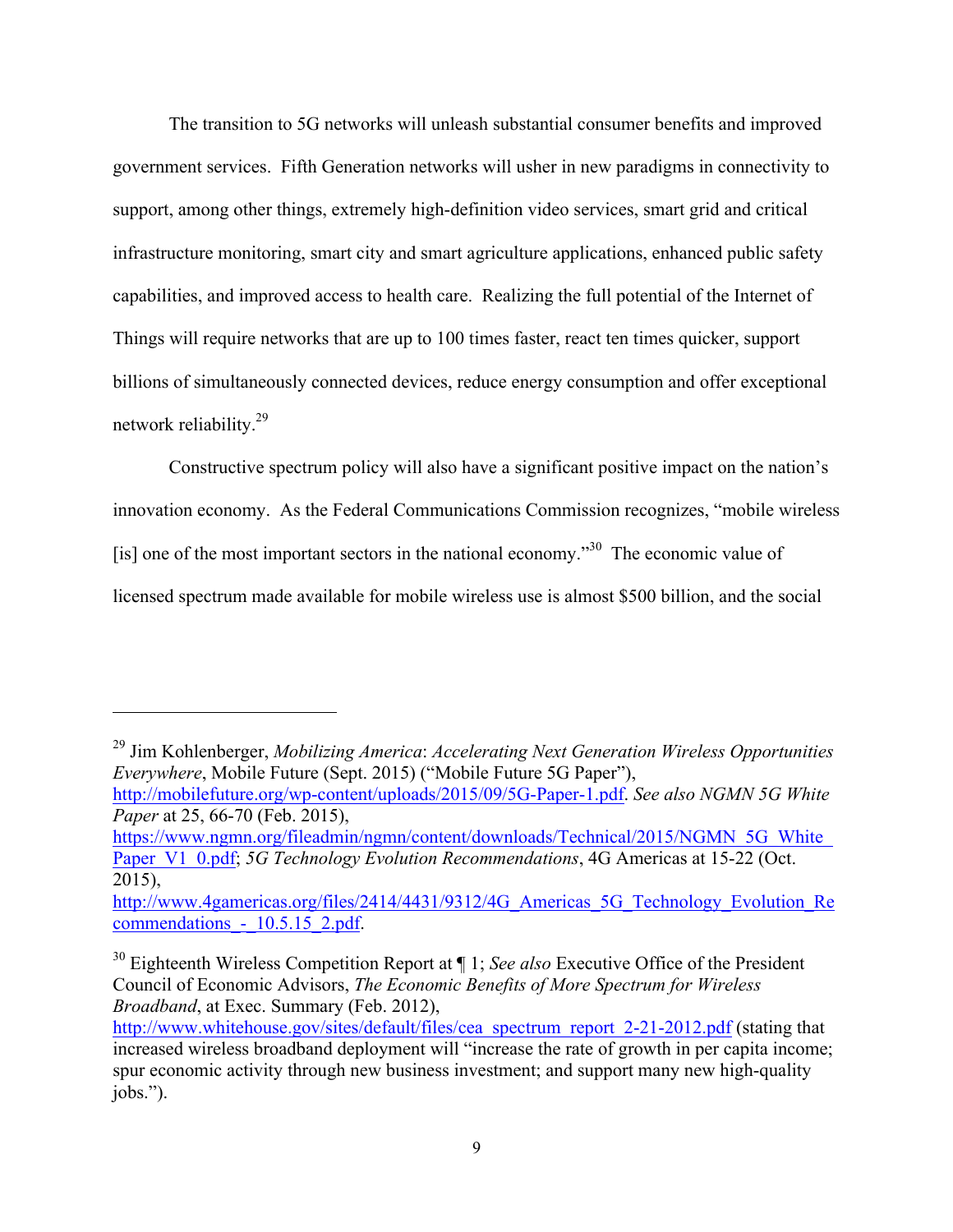The transition to 5G networks will unleash substantial consumer benefits and improved government services. Fifth Generation networks will usher in new paradigms in connectivity to support, among other things, extremely high-definition video services, smart grid and critical infrastructure monitoring, smart city and smart agriculture applications, enhanced public safety capabilities, and improved access to health care. Realizing the full potential of the Internet of Things will require networks that are up to 100 times faster, react ten times quicker, support billions of simultaneously connected devices, reduce energy consumption and offer exceptional network reliability.[29]

Constructive spectrum policy will also have a significant positive impact on the nation's innovation economy. As the Federal Communications Commission recognizes, "mobile wireless [is] one of the most important sectors in the national economy."[30] The economic value of licensed spectrum made available for mobile wireless use is almost $500 billion, and the social

---

[29] Jim Kohlenberger, *Mobilizing America*: *Accelerating Next Generation Wireless Opportunities Everywhere*, Mobile Future (Sept. 2015) ("Mobile Future 5G Paper"), http://mobilefuture.org/wp-content/uploads/2015/09/5G-Paper-1.pdf. *See also NGMN 5G White Paper* at 25, 66-70 (Feb. 2015), https://www.ngmn.org/fileadmin/ngmn/content/downloads/Technical/2015/NGMN_5G_White_Paper_V1_0.pdf; *5G Technology Evolution Recommendations*, 4G Americas at 15-22 (Oct. 2015), http://www.4gamericas.org/files/2414/4431/9312/4G_Americas_5G_Technology_Evolution_Recommendations_-_10.5.15_2.pdf.

[30] Eighteenth Wireless Competition Report at ¶ 1; *See also* Executive Office of the President Council of Economic Advisors, *The Economic Benefits of More Spectrum for Wireless Broadband*, at Exec. Summary (Feb. 2012), http://www.whitehouse.gov/sites/default/files/cea_spectrum_report_2-21-2012.pdf (stating that increased wireless broadband deployment will "increase the rate of growth in per capita income; spur economic activity through new business investment; and support many new high-quality jobs.").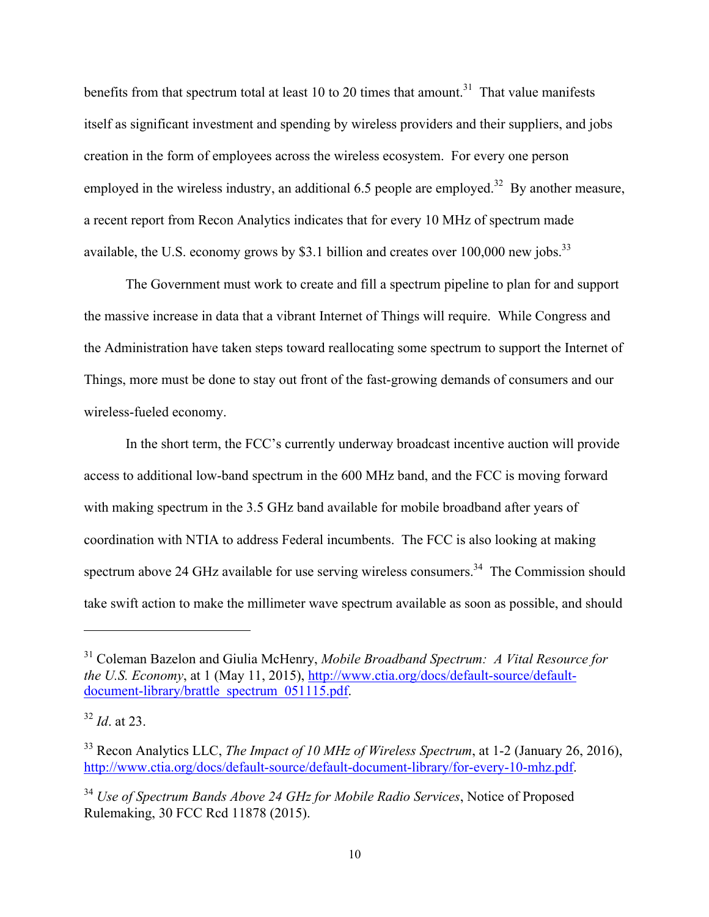benefits from that spectrum total at least 10 to 20 times that amount.[31] That value manifests itself as significant investment and spending by wireless providers and their suppliers, and jobs creation in the form of employees across the wireless ecosystem. For every one person employed in the wireless industry, an additional 6.5 people are employed.[32] By another measure, a recent report from Recon Analytics indicates that for every 10 MHz of spectrum made available, the U.S. economy grows by $3.1 billion and creates over 100,000 new jobs.[33]

The Government must work to create and fill a spectrum pipeline to plan for and support the massive increase in data that a vibrant Internet of Things will require. While Congress and the Administration have taken steps toward reallocating some spectrum to support the Internet of Things, more must be done to stay out front of the fast-growing demands of consumers and our wireless-fueled economy.

In the short term, the FCC's currently underway broadcast incentive auction will provide access to additional low-band spectrum in the 600 MHz band, and the FCC is moving forward with making spectrum in the 3.5 GHz band available for mobile broadband after years of coordination with NTIA to address Federal incumbents. The FCC is also looking at making spectrum above 24 GHz available for use serving wireless consumers.[34] The Commission should take swift action to make the millimeter wave spectrum available as soon as possible, and should

---

[31] Coleman Bazelon and Giulia McHenry, *Mobile Broadband Spectrum: A Vital Resource for the U.S. Economy*, at 1 (May 11, 2015), http://www.ctia.org/docs/default-source/default-document-library/brattle_spectrum_051115.pdf.

[32] *Id*. at 23.

[33] Recon Analytics LLC, *The Impact of 10 MHz of Wireless Spectrum*, at 1-2 (January 26, 2016), http://www.ctia.org/docs/default-source/default-document-library/for-every-10-mhz.pdf.

[34] *Use of Spectrum Bands Above 24 GHz for Mobile Radio Services*, Notice of Proposed Rulemaking, 30 FCC Rcd 11878 (2015).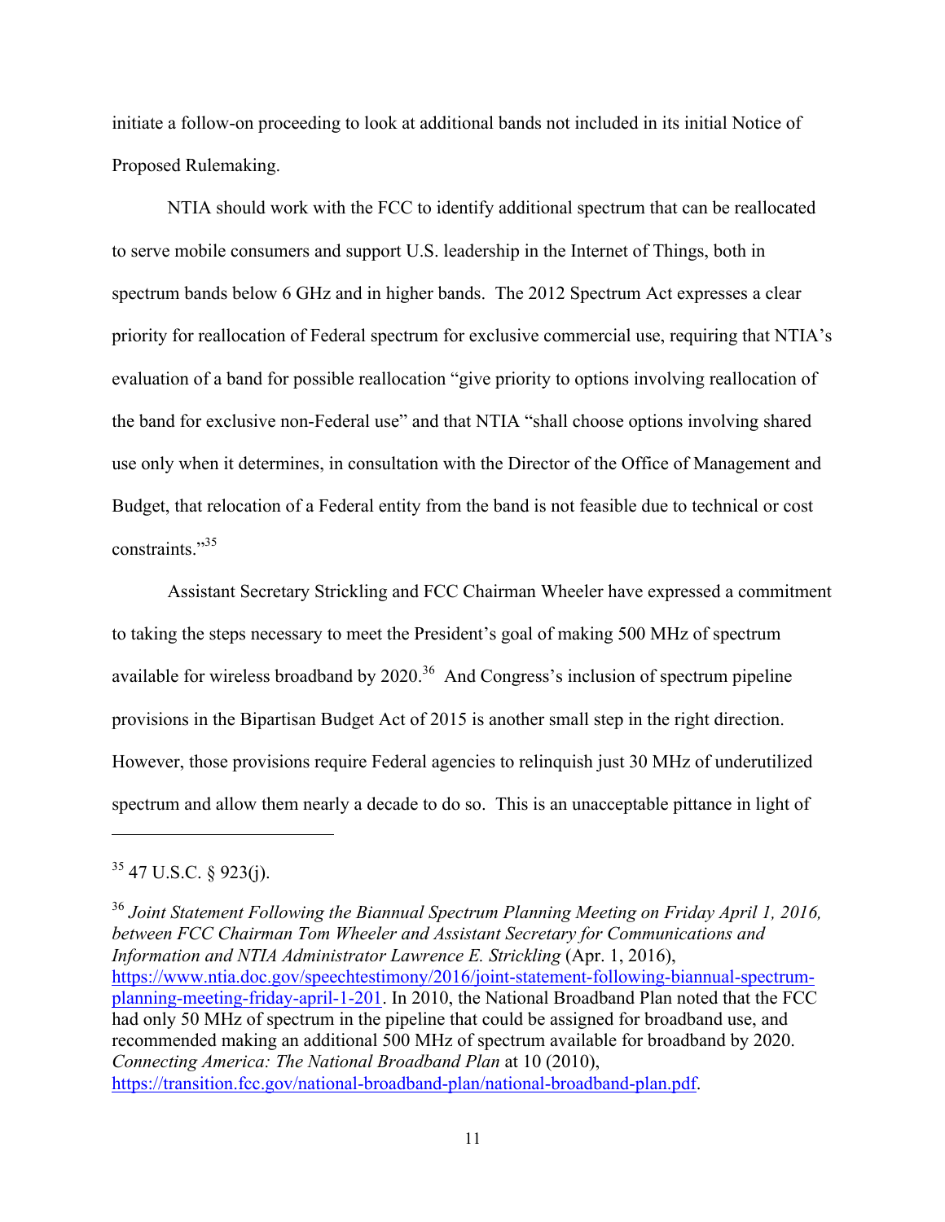initiate a follow-on proceeding to look at additional bands not included in its initial Notice of Proposed Rulemaking.

NTIA should work with the FCC to identify additional spectrum that can be reallocated to serve mobile consumers and support U.S. leadership in the Internet of Things, both in spectrum bands below 6 GHz and in higher bands. The 2012 Spectrum Act expresses a clear priority for reallocation of Federal spectrum for exclusive commercial use, requiring that NTIA's evaluation of a band for possible reallocation "give priority to options involving reallocation of the band for exclusive non-Federal use" and that NTIA "shall choose options involving shared use only when it determines, in consultation with the Director of the Office of Management and Budget, that relocation of a Federal entity from the band is not feasible due to technical or cost constraints."[35]

Assistant Secretary Strickling and FCC Chairman Wheeler have expressed a commitment to taking the steps necessary to meet the President's goal of making 500 MHz of spectrum available for wireless broadband by 2020.[36] And Congress's inclusion of spectrum pipeline provisions in the Bipartisan Budget Act of 2015 is another small step in the right direction. However, those provisions require Federal agencies to relinquish just 30 MHz of underutilized spectrum and allow them nearly a decade to do so. This is an unacceptable pittance in light of

---

[35] 47 U.S.C. § 923(j).

[36] *Joint Statement Following the Biannual Spectrum Planning Meeting on Friday April 1, 2016, between FCC Chairman Tom Wheeler and Assistant Secretary for Communications and Information and NTIA Administrator Lawrence E. Strickling* (Apr. 1, 2016), https://www.ntia.doc.gov/speechtestimony/2016/joint-statement-following-biannual-spectrum-planning-meeting-friday-april-1-201. In 2010, the National Broadband Plan noted that the FCC had only 50 MHz of spectrum in the pipeline that could be assigned for broadband use, and recommended making an additional 500 MHz of spectrum available for broadband by 2020. *Connecting America: The National Broadband Plan* at 10 (2010), https://transition.fcc.gov/national-broadband-plan/national-broadband-plan.pdf.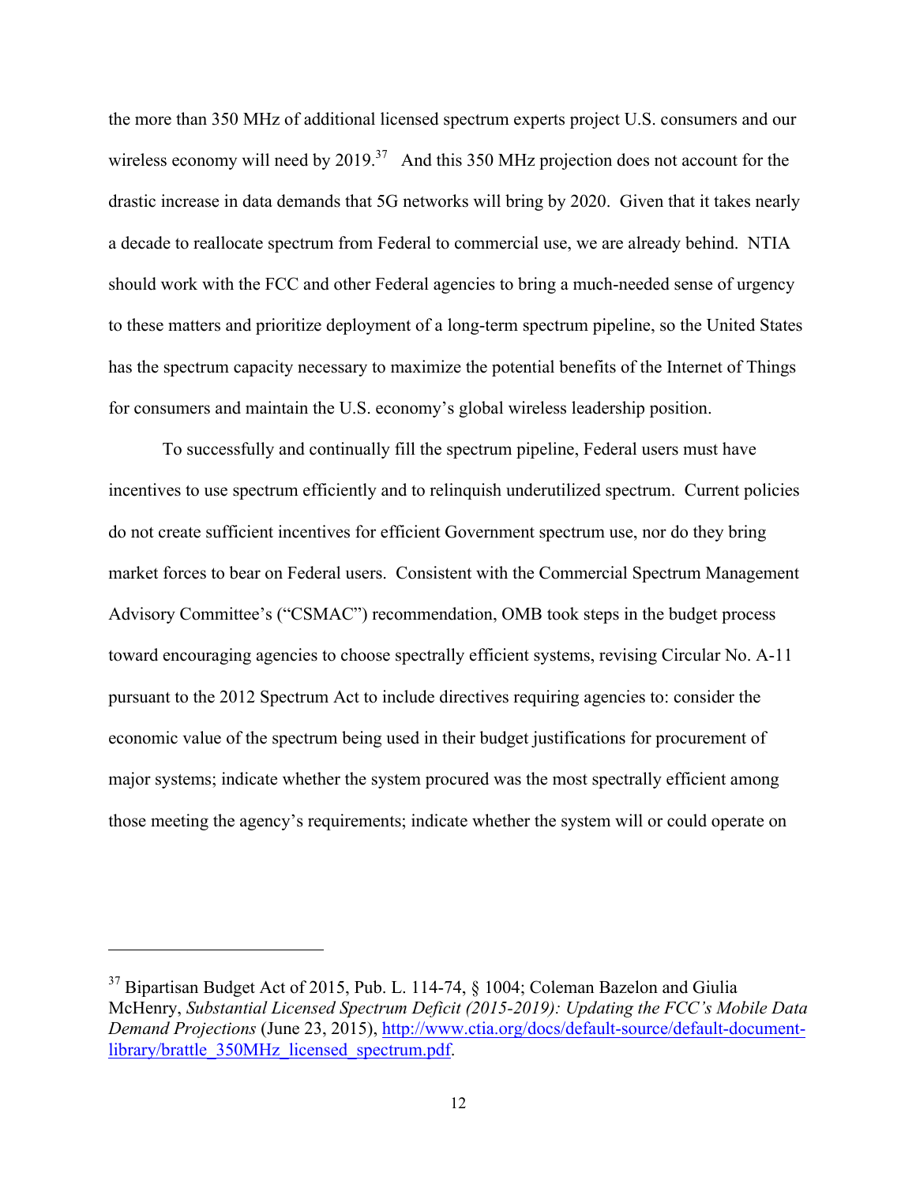the more than 350 MHz of additional licensed spectrum experts project U.S. consumers and our wireless economy will need by 2019.[37] And this 350 MHz projection does not account for the drastic increase in data demands that 5G networks will bring by 2020. Given that it takes nearly a decade to reallocate spectrum from Federal to commercial use, we are already behind. NTIA should work with the FCC and other Federal agencies to bring a much-needed sense of urgency to these matters and prioritize deployment of a long-term spectrum pipeline, so the United States has the spectrum capacity necessary to maximize the potential benefits of the Internet of Things for consumers and maintain the U.S. economy's global wireless leadership position.

To successfully and continually fill the spectrum pipeline, Federal users must have incentives to use spectrum efficiently and to relinquish underutilized spectrum. Current policies do not create sufficient incentives for efficient Government spectrum use, nor do they bring market forces to bear on Federal users. Consistent with the Commercial Spectrum Management Advisory Committee's ("CSMAC") recommendation, OMB took steps in the budget process toward encouraging agencies to choose spectrally efficient systems, revising Circular No. A-11 pursuant to the 2012 Spectrum Act to include directives requiring agencies to: consider the economic value of the spectrum being used in their budget justifications for procurement of major systems; indicate whether the system procured was the most spectrally efficient among those meeting the agency's requirements; indicate whether the system will or could operate on

---

[37] Bipartisan Budget Act of 2015, Pub. L. 114-74, § 1004; Coleman Bazelon and Giulia McHenry, *Substantial Licensed Spectrum Deficit (2015-2019): Updating the FCC's Mobile Data Demand Projections* (June 23, 2015), [http://www.ctia.org/docs/default-source/default-document-library/brattle_350MHz_licensed_spectrum.pdf](http://www.ctia.org/docs/default-source/default-document-library/brattle_350MHz_licensed_spectrum.pdf).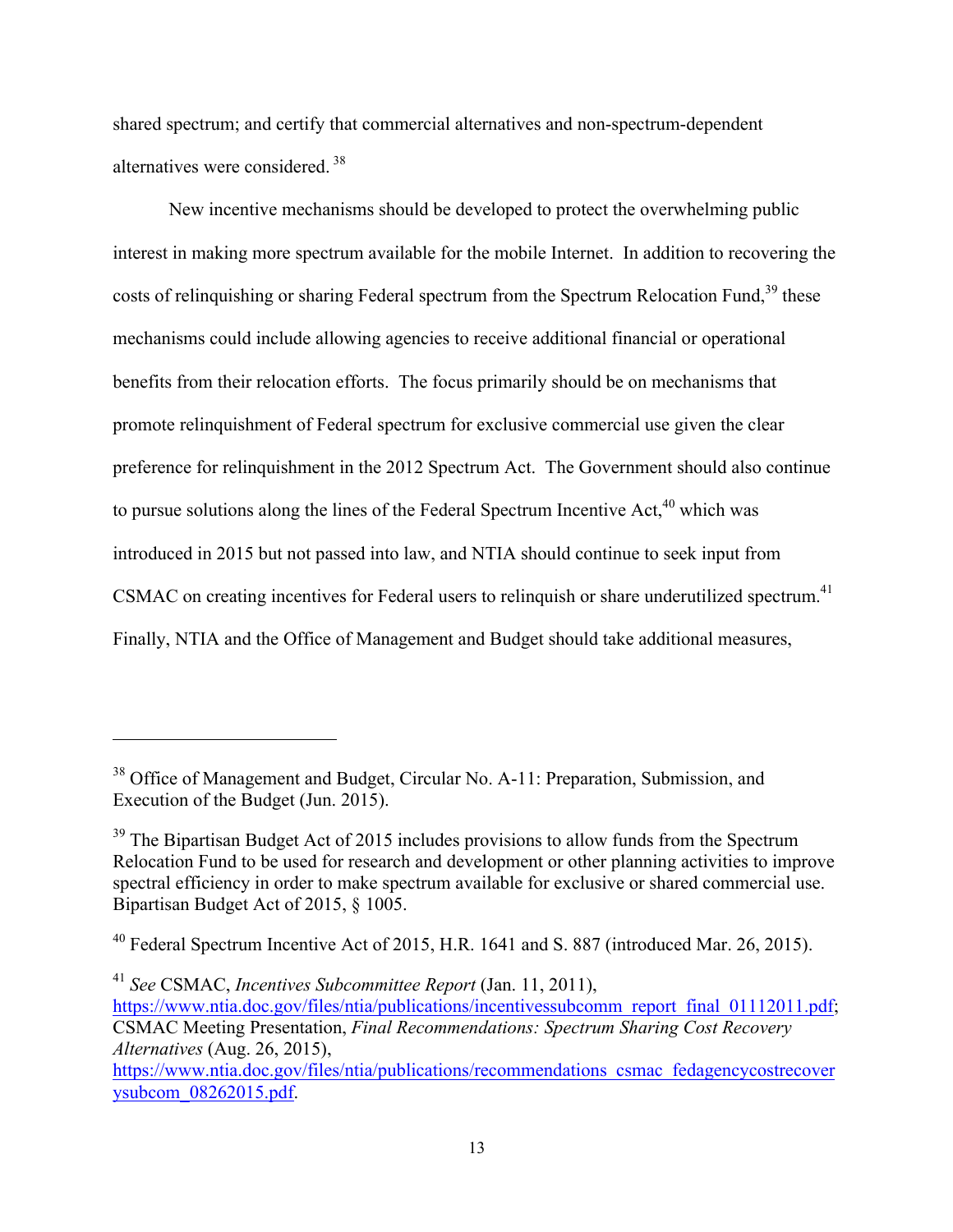shared spectrum; and certify that commercial alternatives and non-spectrum-dependent alternatives were considered. [38]

New incentive mechanisms should be developed to protect the overwhelming public interest in making more spectrum available for the mobile Internet. In addition to recovering the costs of relinquishing or sharing Federal spectrum from the Spectrum Relocation Fund,[39] these mechanisms could include allowing agencies to receive additional financial or operational benefits from their relocation efforts. The focus primarily should be on mechanisms that promote relinquishment of Federal spectrum for exclusive commercial use given the clear preference for relinquishment in the 2012 Spectrum Act. The Government should also continue to pursue solutions along the lines of the Federal Spectrum Incentive Act,[40] which was introduced in 2015 but not passed into law, and NTIA should continue to seek input from CSMAC on creating incentives for Federal users to relinquish or share underutilized spectrum.[41] Finally, NTIA and the Office of Management and Budget should take additional measures,

---

[38] Office of Management and Budget, Circular No. A-11: Preparation, Submission, and Execution of the Budget (Jun. 2015).

[39] The Bipartisan Budget Act of 2015 includes provisions to allow funds from the Spectrum Relocation Fund to be used for research and development or other planning activities to improve spectral efficiency in order to make spectrum available for exclusive or shared commercial use. Bipartisan Budget Act of 2015, § 1005.

[40] Federal Spectrum Incentive Act of 2015, H.R. 1641 and S. 887 (introduced Mar. 26, 2015).

[41] *See* CSMAC, *Incentives Subcommittee Report* (Jan. 11, 2011), https://www.ntia.doc.gov/files/ntia/publications/incentivessubcomm_report_final_01112011.pdf; CSMAC Meeting Presentation, *Final Recommendations: Spectrum Sharing Cost Recovery Alternatives* (Aug. 26, 2015), https://www.ntia.doc.gov/files/ntia/publications/recommendations_csmac_fedagencycostrecoverysubcom_08262015.pdf.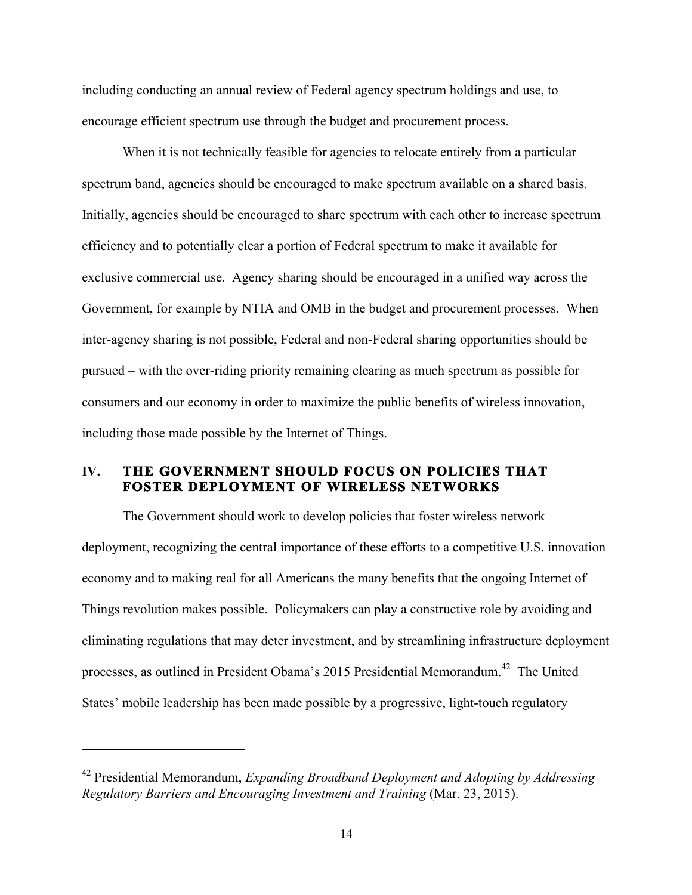including conducting an annual review of Federal agency spectrum holdings and use, to encourage efficient spectrum use through the budget and procurement process.

When it is not technically feasible for agencies to relocate entirely from a particular spectrum band, agencies should be encouraged to make spectrum available on a shared basis. Initially, agencies should be encouraged to share spectrum with each other to increase spectrum efficiency and to potentially clear a portion of Federal spectrum to make it available for exclusive commercial use. Agency sharing should be encouraged in a unified way across the Government, for example by NTIA and OMB in the budget and procurement processes. When inter-agency sharing is not possible, Federal and non-Federal sharing opportunities should be pursued – with the over-riding priority remaining clearing as much spectrum as possible for consumers and our economy in order to maximize the public benefits of wireless innovation, including those made possible by the Internet of Things.

## IV. THE GOVERNMENT SHOULD FOCUS ON POLICIES THAT FOSTER DEPLOYMENT OF WIRELESS NETWORKS

The Government should work to develop policies that foster wireless network deployment, recognizing the central importance of these efforts to a competitive U.S. innovation economy and to making real for all Americans the many benefits that the ongoing Internet of Things revolution makes possible. Policymakers can play a constructive role by avoiding and eliminating regulations that may deter investment, and by streamlining infrastructure deployment processes, as outlined in President Obama's 2015 Presidential Memorandum.[42] The United States' mobile leadership has been made possible by a progressive, light-touch regulatory

---

[42] Presidential Memorandum, *Expanding Broadband Deployment and Adopting by Addressing Regulatory Barriers and Encouraging Investment and Training* (Mar. 23, 2015).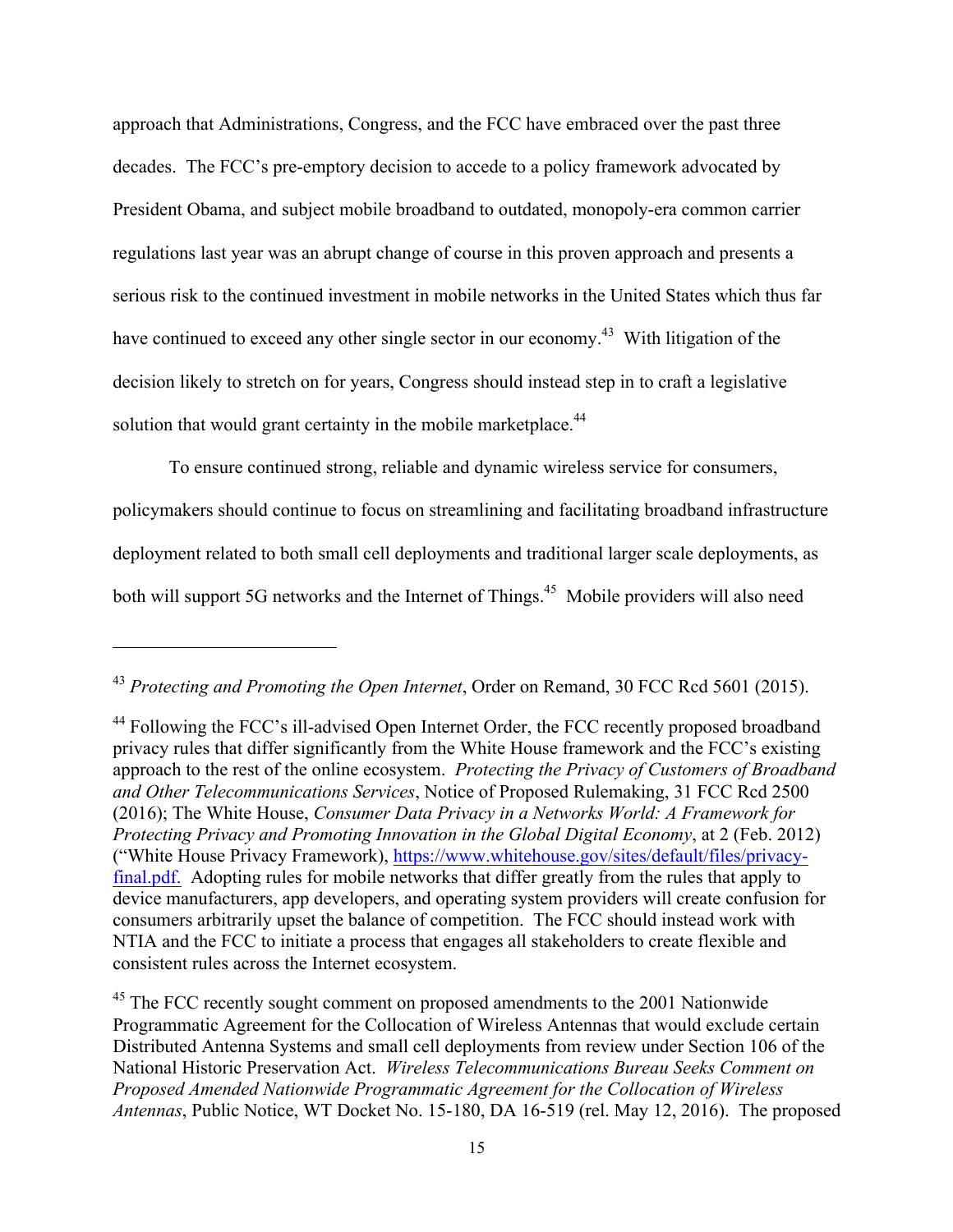approach that Administrations, Congress, and the FCC have embraced over the past three decades. The FCC's pre-emptory decision to accede to a policy framework advocated by President Obama, and subject mobile broadband to outdated, monopoly-era common carrier regulations last year was an abrupt change of course in this proven approach and presents a serious risk to the continued investment in mobile networks in the United States which thus far have continued to exceed any other single sector in our economy.[43] With litigation of the decision likely to stretch on for years, Congress should instead step in to craft a legislative solution that would grant certainty in the mobile marketplace.[44]

To ensure continued strong, reliable and dynamic wireless service for consumers, policymakers should continue to focus on streamlining and facilitating broadband infrastructure deployment related to both small cell deployments and traditional larger scale deployments, as both will support 5G networks and the Internet of Things.[45] Mobile providers will also need

---

[43] *Protecting and Promoting the Open Internet*, Order on Remand, 30 FCC Rcd 5601 (2015).

[44] Following the FCC's ill-advised Open Internet Order, the FCC recently proposed broadband privacy rules that differ significantly from the White House framework and the FCC's existing approach to the rest of the online ecosystem. *Protecting the Privacy of Customers of Broadband and Other Telecommunications Services*, Notice of Proposed Rulemaking, 31 FCC Rcd 2500 (2016); The White House, *Consumer Data Privacy in a Networks World: A Framework for Protecting Privacy and Promoting Innovation in the Global Digital Economy*, at 2 (Feb. 2012) ("White House Privacy Framework), https://www.whitehouse.gov/sites/default/files/privacy-final.pdf. Adopting rules for mobile networks that differ greatly from the rules that apply to device manufacturers, app developers, and operating system providers will create confusion for consumers arbitrarily upset the balance of competition. The FCC should instead work with NTIA and the FCC to initiate a process that engages all stakeholders to create flexible and consistent rules across the Internet ecosystem.

[45] The FCC recently sought comment on proposed amendments to the 2001 Nationwide Programmatic Agreement for the Collocation of Wireless Antennas that would exclude certain Distributed Antenna Systems and small cell deployments from review under Section 106 of the National Historic Preservation Act. *Wireless Telecommunications Bureau Seeks Comment on Proposed Amended Nationwide Programmatic Agreement for the Collocation of Wireless Antennas*, Public Notice, WT Docket No. 15-180, DA 16-519 (rel. May 12, 2016). The proposed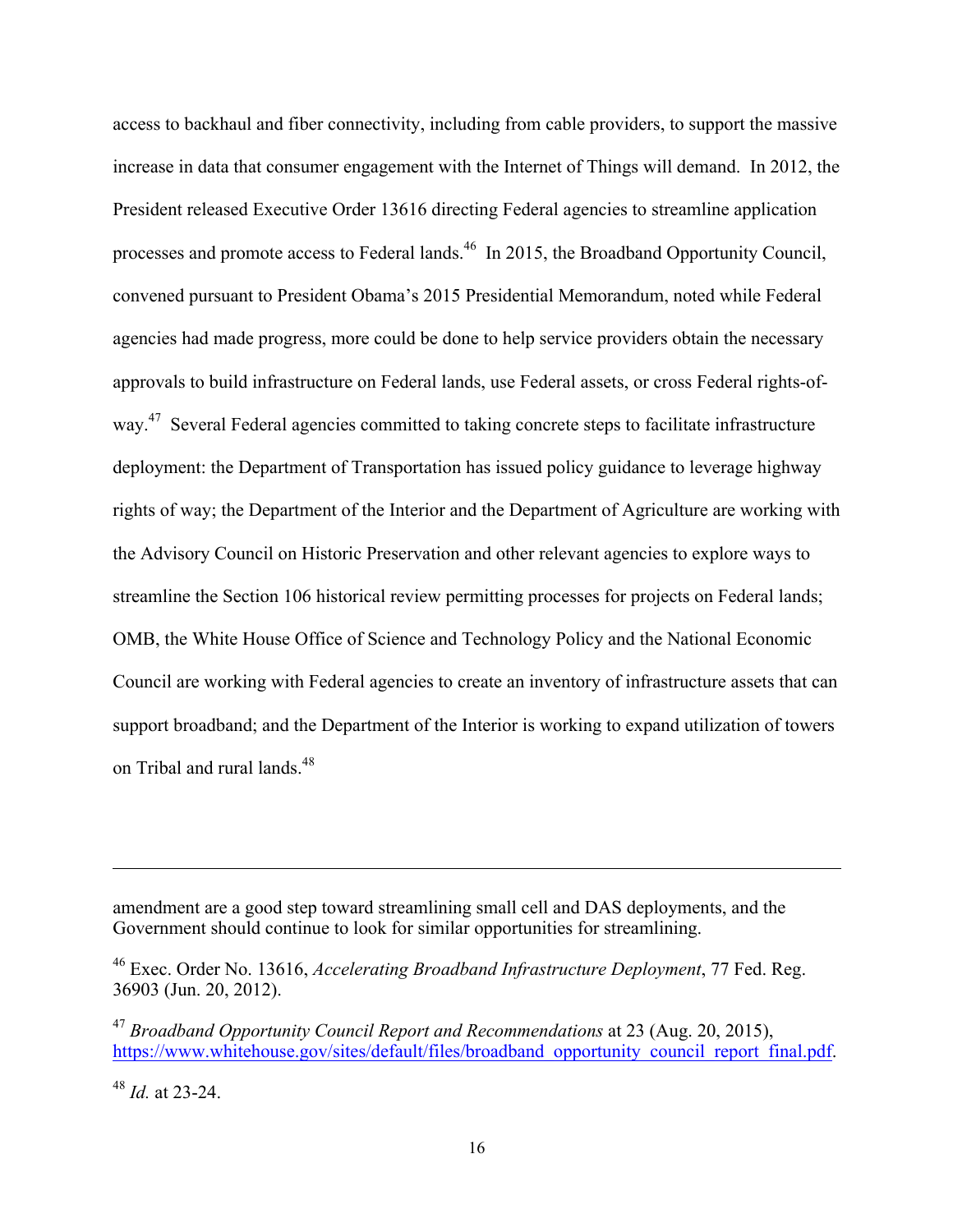access to backhaul and fiber connectivity, including from cable providers, to support the massive increase in data that consumer engagement with the Internet of Things will demand. In 2012, the President released Executive Order 13616 directing Federal agencies to streamline application processes and promote access to Federal lands.[46] In 2015, the Broadband Opportunity Council, convened pursuant to President Obama's 2015 Presidential Memorandum, noted while Federal agencies had made progress, more could be done to help service providers obtain the necessary approvals to build infrastructure on Federal lands, use Federal assets, or cross Federal rights-of-way.[47] Several Federal agencies committed to taking concrete steps to facilitate infrastructure deployment: the Department of Transportation has issued policy guidance to leverage highway rights of way; the Department of the Interior and the Department of Agriculture are working with the Advisory Council on Historic Preservation and other relevant agencies to explore ways to streamline the Section 106 historical review permitting processes for projects on Federal lands; OMB, the White House Office of Science and Technology Policy and the National Economic Council are working with Federal agencies to create an inventory of infrastructure assets that can support broadband; and the Department of the Interior is working to expand utilization of towers on Tribal and rural lands.[48]

---

amendment are a good step toward streamlining small cell and DAS deployments, and the Government should continue to look for similar opportunities for streamlining.

[46] Exec. Order No. 13616, *Accelerating Broadband Infrastructure Deployment*, 77 Fed. Reg. 36903 (Jun. 20, 2012).

[47] *Broadband Opportunity Council Report and Recommendations* at 23 (Aug. 20, 2015), https://www.whitehouse.gov/sites/default/files/broadband_opportunity_council_report_final.pdf.

[48] *Id.* at 23-24.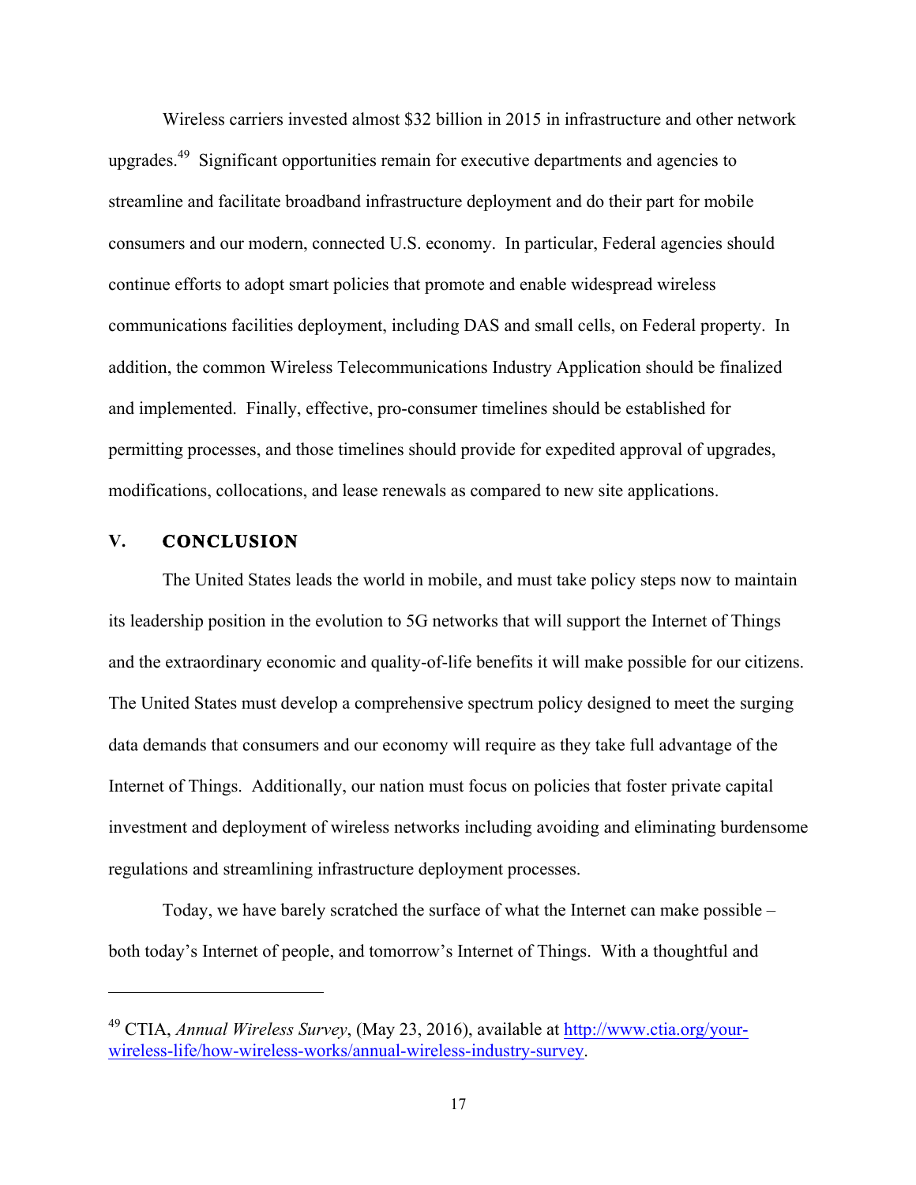Wireless carriers invested almost $32 billion in 2015 in infrastructure and other network upgrades.[49] Significant opportunities remain for executive departments and agencies to streamline and facilitate broadband infrastructure deployment and do their part for mobile consumers and our modern, connected U.S. economy. In particular, Federal agencies should continue efforts to adopt smart policies that promote and enable widespread wireless communications facilities deployment, including DAS and small cells, on Federal property. In addition, the common Wireless Telecommunications Industry Application should be finalized and implemented. Finally, effective, pro-consumer timelines should be established for permitting processes, and those timelines should provide for expedited approval of upgrades, modifications, collocations, and lease renewals as compared to new site applications.

## V. CONCLUSION

The United States leads the world in mobile, and must take policy steps now to maintain its leadership position in the evolution to 5G networks that will support the Internet of Things and the extraordinary economic and quality-of-life benefits it will make possible for our citizens. The United States must develop a comprehensive spectrum policy designed to meet the surging data demands that consumers and our economy will require as they take full advantage of the Internet of Things. Additionally, our nation must focus on policies that foster private capital investment and deployment of wireless networks including avoiding and eliminating burdensome regulations and streamlining infrastructure deployment processes.

Today, we have barely scratched the surface of what the Internet can make possible – both today's Internet of people, and tomorrow's Internet of Things. With a thoughtful and

---

[49] CTIA, *Annual Wireless Survey*, (May 23, 2016), available at http://www.ctia.org/your-wireless-life/how-wireless-works/annual-wireless-industry-survey.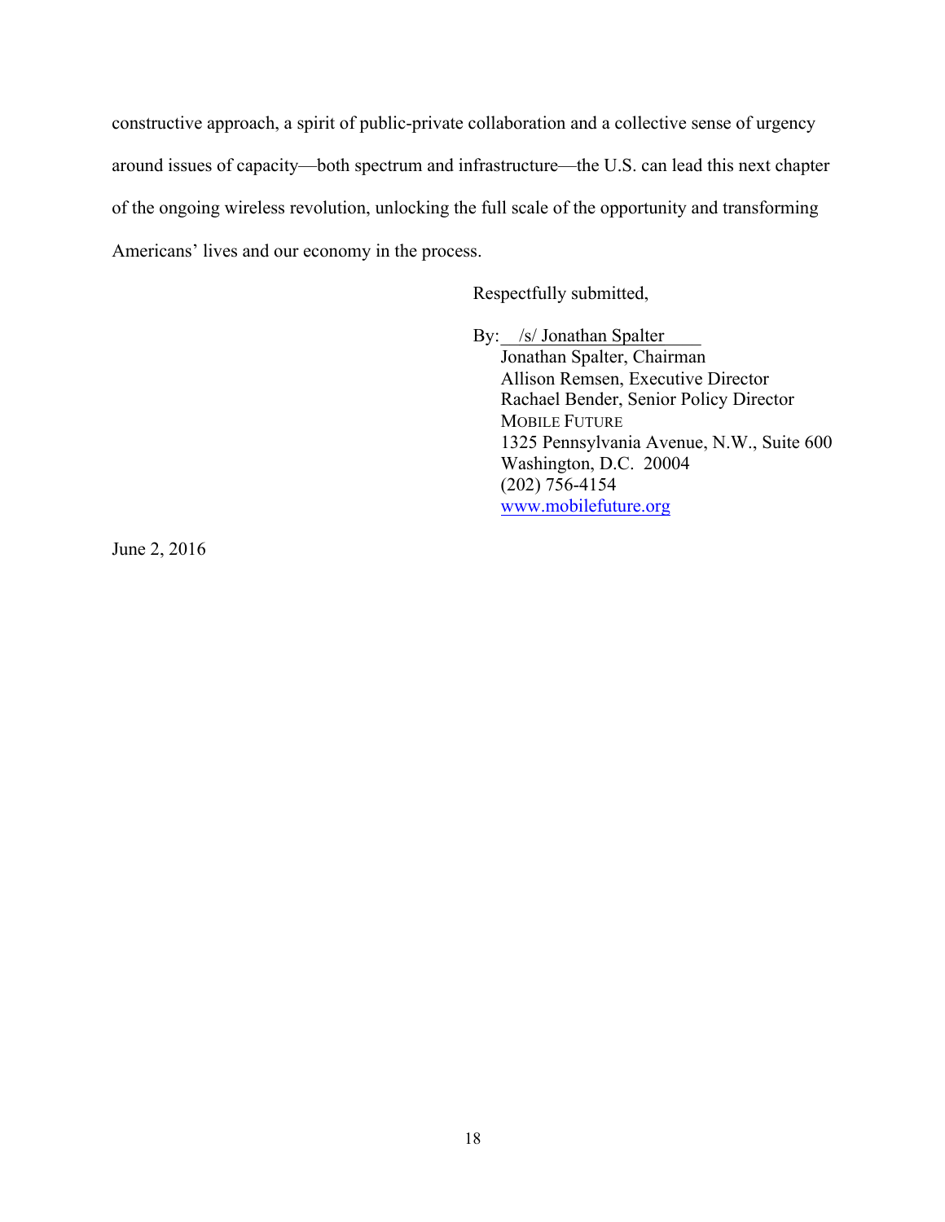constructive approach, a spirit of public-private collaboration and a collective sense of urgency around issues of capacity—both spectrum and infrastructure—the U.S. can lead this next chapter of the ongoing wireless revolution, unlocking the full scale of the opportunity and transforming Americans' lives and our economy in the process.

Respectfully submitted,

By: /s/ Jonathan Spalter
Jonathan Spalter, Chairman
Allison Remsen, Executive Director
Rachael Bender, Senior Policy Director
MOBILE FUTURE
1325 Pennsylvania Avenue, N.W., Suite 600
Washington, D.C. 20004
(202) 756-4154
www.mobilefuture.org

June 2, 2016